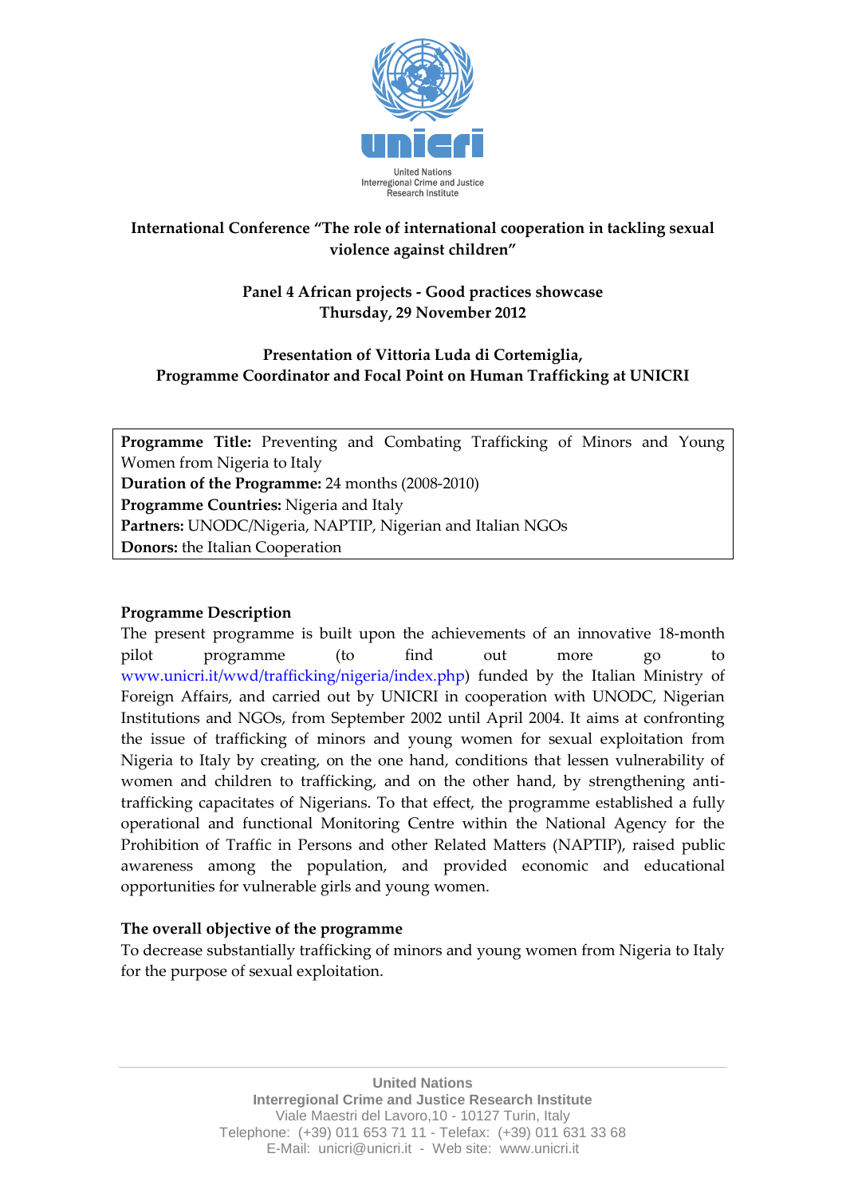United Nations
Interregional Crime and Justice
Research Institute

**International Conference "The role of international cooperation in tackling sexual violence against children"**

**Panel 4 African projects - Good practices showcase**
**Thursday, 29 November 2012**

**Presentation of Vittoria Luda di Cortemiglia,**
**Programme Coordinator and Focal Point on Human Trafficking at UNICRI**

**Programme Title:** Preventing and Combating Trafficking of Minors and Young Women from Nigeria to Italy
**Duration of the Programme:** 24 months (2008-2010)
**Programme Countries:** Nigeria and Italy
**Partners:** UNODC/Nigeria, NAPTIP, Nigerian and Italian NGOs
**Donors:** the Italian Cooperation

**Programme Description**

The present programme is built upon the achievements of an innovative 18-month pilot programme (to find out more go to www.unicri.it/wwd/trafficking/nigeria/index.php) funded by the Italian Ministry of Foreign Affairs, and carried out by UNICRI in cooperation with UNODC, Nigerian Institutions and NGOs, from September 2002 until April 2004. It aims at confronting the issue of trafficking of minors and young women for sexual exploitation from Nigeria to Italy by creating, on the one hand, conditions that lessen vulnerability of women and children to trafficking, and on the other hand, by strengthening anti-trafficking capacitates of Nigerians. To that effect, the programme established a fully operational and functional Monitoring Centre within the National Agency for the Prohibition of Traffic in Persons and other Related Matters (NAPTIP), raised public awareness among the population, and provided economic and educational opportunities for vulnerable girls and young women.

**The overall objective of the programme**

To decrease substantially trafficking of minors and young women from Nigeria to Italy for the purpose of sexual exploitation.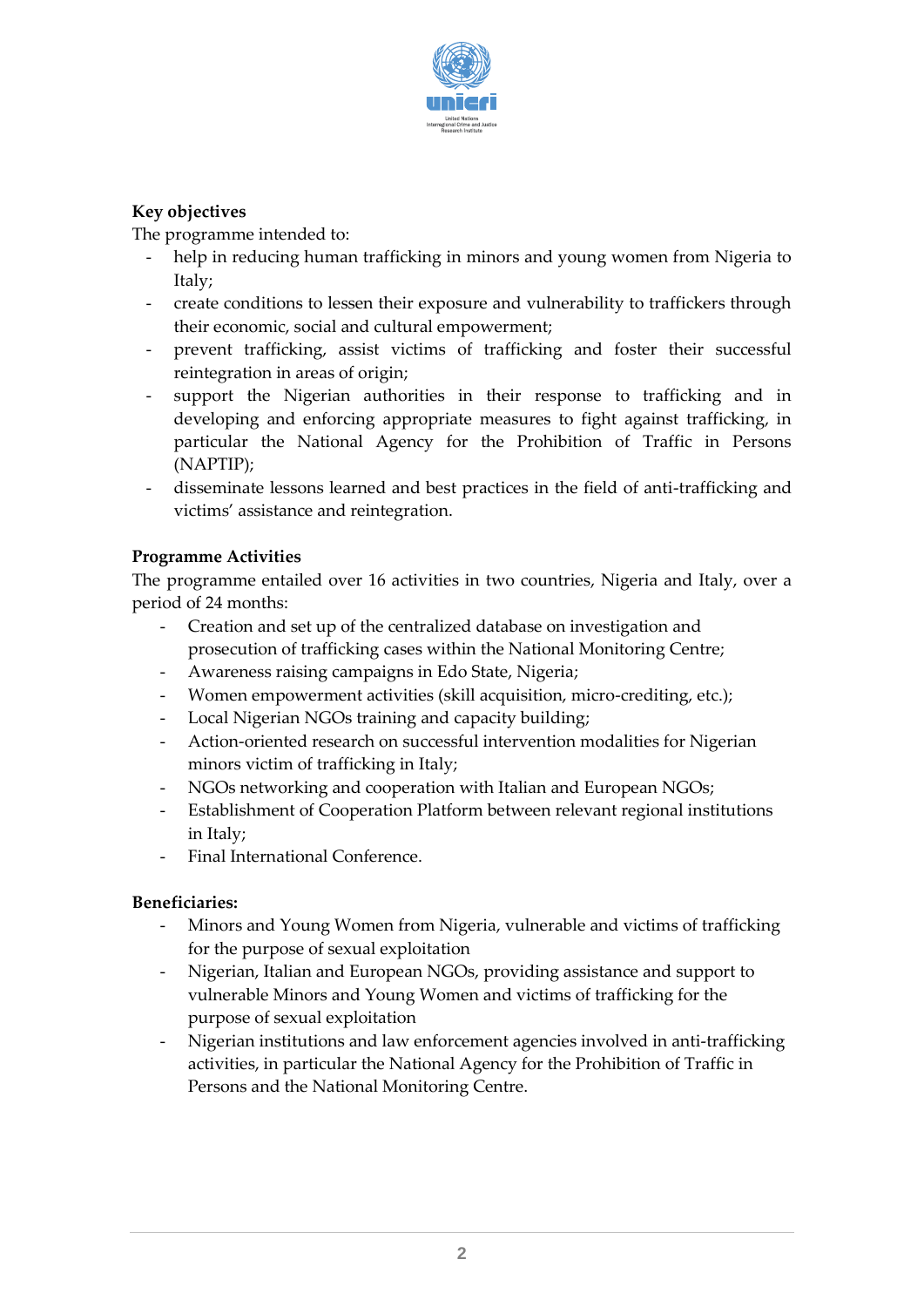**Key objectives**

The programme intended to:

- help in reducing human trafficking in minors and young women from Nigeria to Italy;
- create conditions to lessen their exposure and vulnerability to traffickers through their economic, social and cultural empowerment;
- prevent trafficking, assist victims of trafficking and foster their successful reintegration in areas of origin;
- support the Nigerian authorities in their response to trafficking and in developing and enforcing appropriate measures to fight against trafficking, in particular the National Agency for the Prohibition of Traffic in Persons (NAPTIP);
- disseminate lessons learned and best practices in the field of anti-trafficking and victims' assistance and reintegration.

**Programme Activities**

The programme entailed over 16 activities in two countries, Nigeria and Italy, over a period of 24 months:

- Creation and set up of the centralized database on investigation and prosecution of trafficking cases within the National Monitoring Centre;
- Awareness raising campaigns in Edo State, Nigeria;
- Women empowerment activities (skill acquisition, micro-crediting, etc.);
- Local Nigerian NGOs training and capacity building;
- Action-oriented research on successful intervention modalities for Nigerian minors victim of trafficking in Italy;
- NGOs networking and cooperation with Italian and European NGOs;
- Establishment of Cooperation Platform between relevant regional institutions in Italy;
- Final International Conference.

**Beneficiaries:**

- Minors and Young Women from Nigeria, vulnerable and victims of trafficking for the purpose of sexual exploitation
- Nigerian, Italian and European NGOs, providing assistance and support to vulnerable Minors and Young Women and victims of trafficking for the purpose of sexual exploitation
- Nigerian institutions and law enforcement agencies involved in anti-trafficking activities, in particular the National Agency for the Prohibition of Traffic in Persons and the National Monitoring Centre.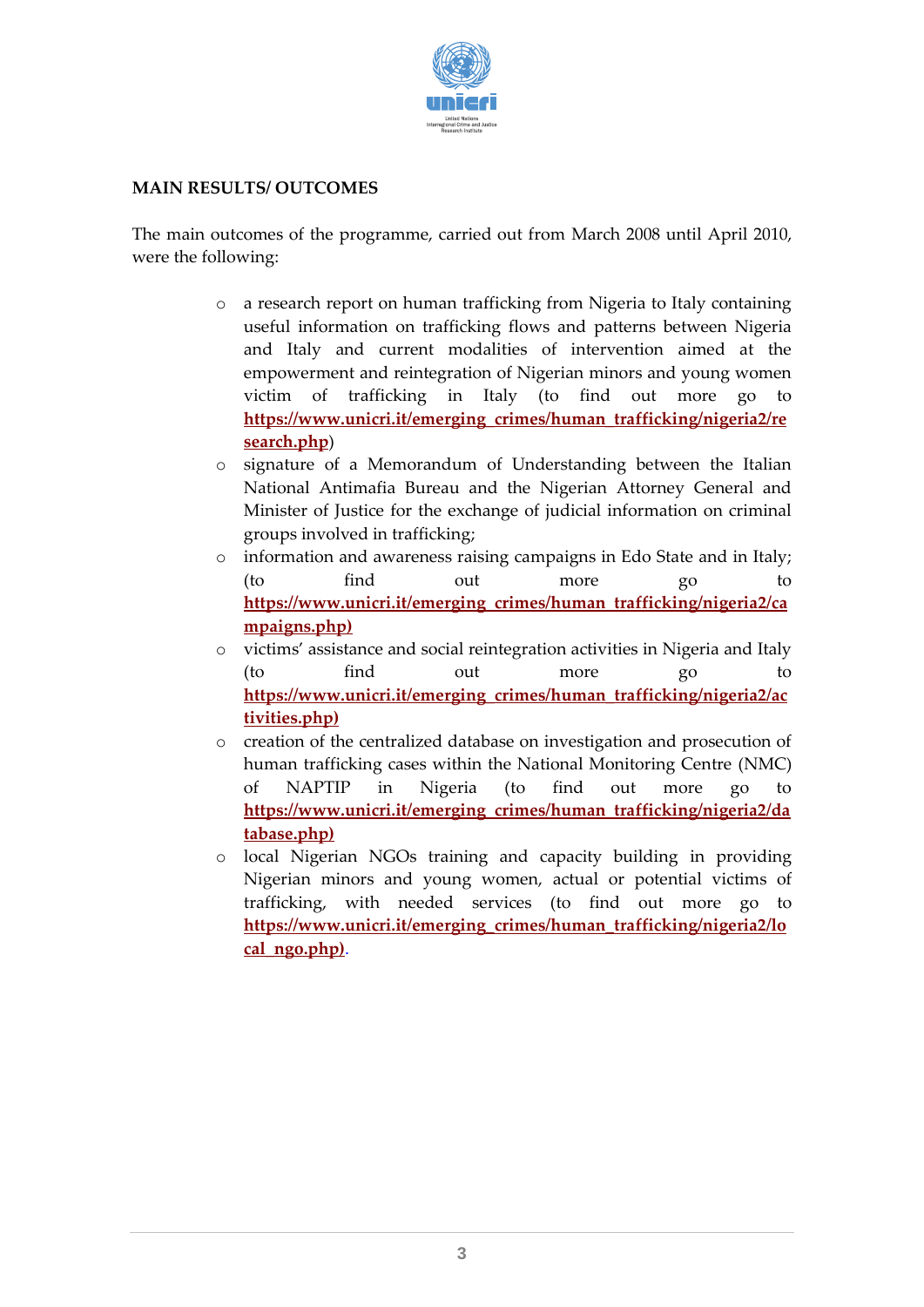**MAIN RESULTS/ OUTCOMES**

The main outcomes of the programme, carried out from March 2008 until April 2010, were the following:

- a research report on human trafficking from Nigeria to Italy containing useful information on trafficking flows and patterns between Nigeria and Italy and current modalities of intervention aimed at the empowerment and reintegration of Nigerian minors and young women victim of trafficking in Italy (to find out more go to **https://www.unicri.it/emerging_crimes/human_trafficking/nigeria2/research.php**)
- signature of a Memorandum of Understanding between the Italian National Antimafia Bureau and the Nigerian Attorney General and Minister of Justice for the exchange of judicial information on criminal groups involved in trafficking;
- information and awareness raising campaigns in Edo State and in Italy; (to find out more go to **https://www.unicri.it/emerging_crimes/human_trafficking/nigeria2/campaigns.php)**
- victims' assistance and social reintegration activities in Nigeria and Italy (to find out more go to **https://www.unicri.it/emerging_crimes/human_trafficking/nigeria2/activities.php)**
- creation of the centralized database on investigation and prosecution of human trafficking cases within the National Monitoring Centre (NMC) of NAPTIP in Nigeria (to find out more go to **https://www.unicri.it/emerging_crimes/human_trafficking/nigeria2/database.php)**
- local Nigerian NGOs training and capacity building in providing Nigerian minors and young women, actual or potential victims of trafficking, with needed services (to find out more go to **https://www.unicri.it/emerging_crimes/human_trafficking/nigeria2/local_ngo.php)**.